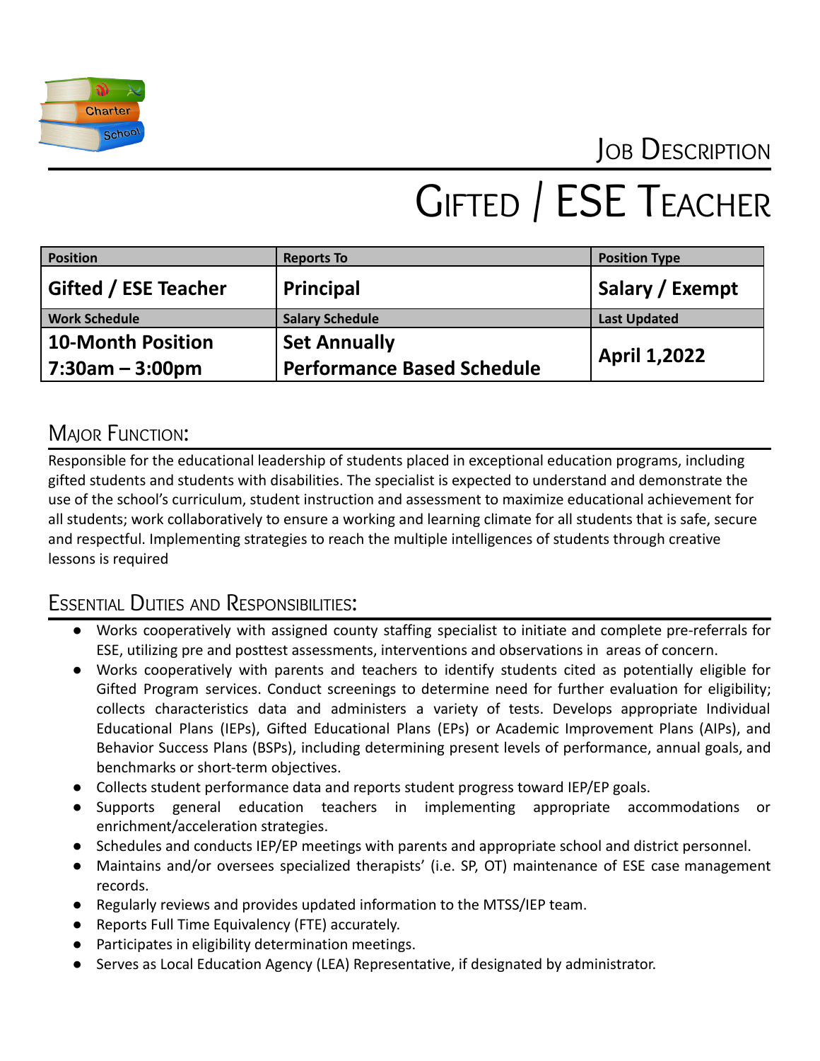Job Description

# Gifted / ESE Teacher

| Position | Reports To | Position Type |
|---|---|---|
| **Gifted / ESE Teacher** | **Principal** | **Salary / Exempt** |
| **Work Schedule** | **Salary Schedule** | **Last Updated** |
| **10-Month Position 7:30am – 3:00pm** | **Set Annually Performance Based Schedule** | **April 1,2022** |

## Major Function:

Responsible for the educational leadership of students placed in exceptional education programs, including gifted students and students with disabilities. The specialist is expected to understand and demonstrate the use of the school's curriculum, student instruction and assessment to maximize educational achievement for all students; work collaboratively to ensure a working and learning climate for all students that is safe, secure and respectful. Implementing strategies to reach the multiple intelligences of students through creative lessons is required

## Essential Duties and Responsibilities:

- Works cooperatively with assigned county staffing specialist to initiate and complete pre-referrals for ESE, utilizing pre and posttest assessments, interventions and observations in areas of concern.
- Works cooperatively with parents and teachers to identify students cited as potentially eligible for Gifted Program services. Conduct screenings to determine need for further evaluation for eligibility; collects characteristics data and administers a variety of tests. Develops appropriate Individual Educational Plans (IEPs), Gifted Educational Plans (EPs) or Academic Improvement Plans (AIPs), and Behavior Success Plans (BSPs), including determining present levels of performance, annual goals, and benchmarks or short-term objectives.
- Collects student performance data and reports student progress toward IEP/EP goals.
- Supports general education teachers in implementing appropriate accommodations or enrichment/acceleration strategies.
- Schedules and conducts IEP/EP meetings with parents and appropriate school and district personnel.
- Maintains and/or oversees specialized therapists' (i.e. SP, OT) maintenance of ESE case management records.
- Regularly reviews and provides updated information to the MTSS/IEP team.
- Reports Full Time Equivalency (FTE) accurately.
- Participates in eligibility determination meetings.
- Serves as Local Education Agency (LEA) Representative, if designated by administrator.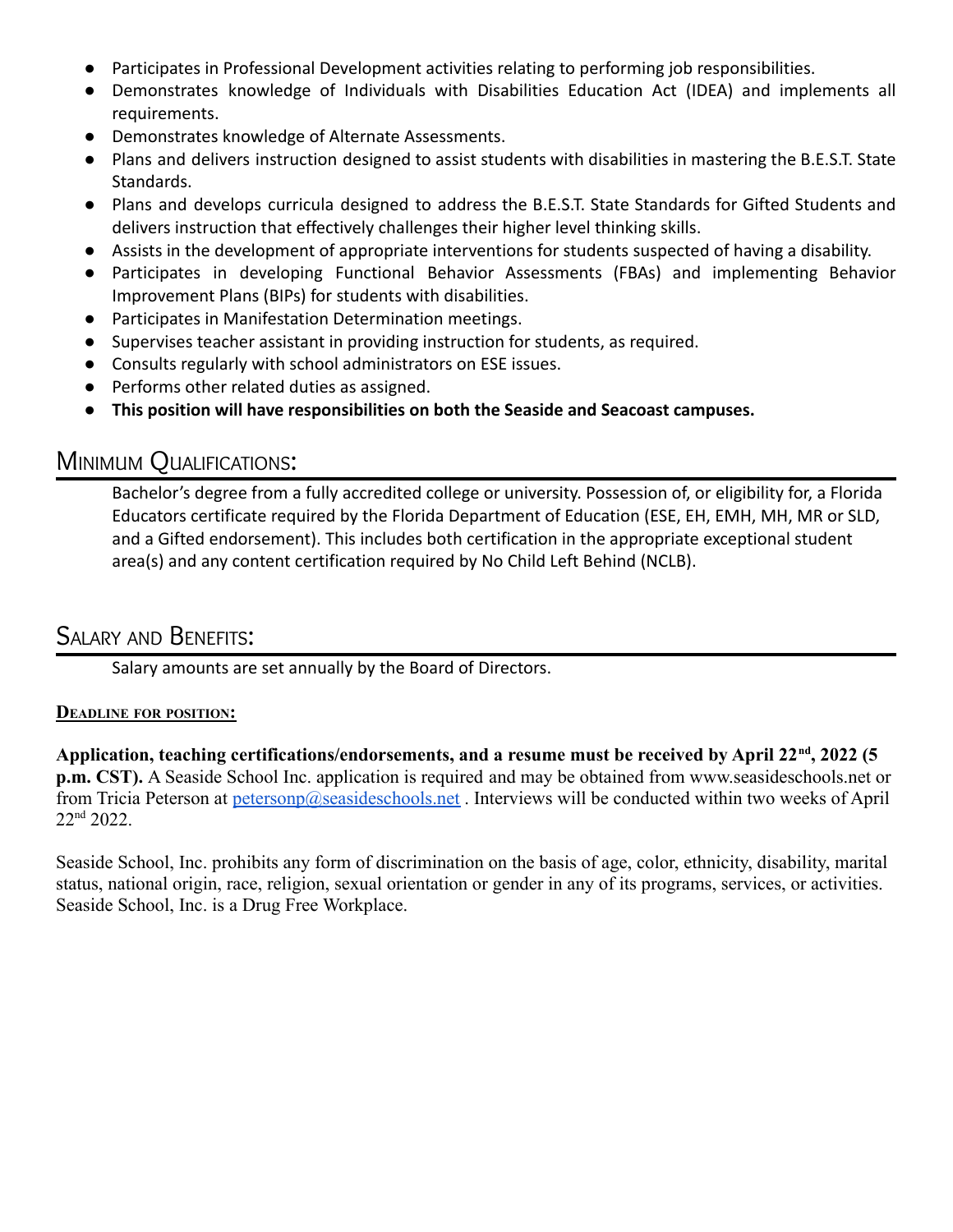- Participates in Professional Development activities relating to performing job responsibilities.
- Demonstrates knowledge of Individuals with Disabilities Education Act (IDEA) and implements all requirements.
- Demonstrates knowledge of Alternate Assessments.
- Plans and delivers instruction designed to assist students with disabilities in mastering the B.E.S.T. State Standards.
- Plans and develops curricula designed to address the B.E.S.T. State Standards for Gifted Students and delivers instruction that effectively challenges their higher level thinking skills.
- Assists in the development of appropriate interventions for students suspected of having a disability.
- Participates in developing Functional Behavior Assessments (FBAs) and implementing Behavior Improvement Plans (BIPs) for students with disabilities.
- Participates in Manifestation Determination meetings.
- Supervises teacher assistant in providing instruction for students, as required.
- Consults regularly with school administrators on ESE issues.
- Performs other related duties as assigned.
- **This position will have responsibilities on both the Seaside and Seacoast campuses.**

## Minimum Qualifications:

Bachelor's degree from a fully accredited college or university. Possession of, or eligibility for, a Florida Educators certificate required by the Florida Department of Education (ESE, EH, EMH, MH, MR or SLD, and a Gifted endorsement). This includes both certification in the appropriate exceptional student area(s) and any content certification required by No Child Left Behind (NCLB).

## Salary and Benefits:

Salary amounts are set annually by the Board of Directors.

**Deadline for position:**

**Application, teaching certifications/endorsements, and a resume must be received by April 22nd, 2022 (5 p.m. CST).** A Seaside School Inc. application is required and may be obtained from www.seasideschools.net or from Tricia Peterson at petersonp@seasideschools.net . Interviews will be conducted within two weeks of April 22nd 2022.

Seaside School, Inc. prohibits any form of discrimination on the basis of age, color, ethnicity, disability, marital status, national origin, race, religion, sexual orientation or gender in any of its programs, services, or activities. Seaside School, Inc. is a Drug Free Workplace.